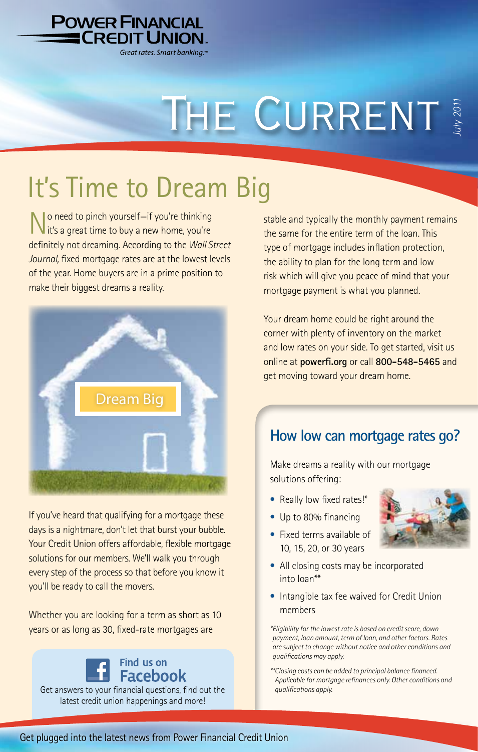**POWER FINANCIAL CREDIT UNION**

*Great rates. Smart banking.™*

# THE CURRENT

*July 2011*

## It's Time to Dream Big

No need to pinch yourself—if you're thinking it's a great time to buy a new home, you're definitely not dreaming. According to the *Wall Street Journal*, fixed mortgage rates are at the lowest levels of the year. Home buyers are in a prime position to make their biggest dreams a reality.

Dream Big

If you've heard that qualifying for a mortgage these days is a nightmare, don't let that burst your bubble. Your Credit Union offers affordable, flexible mortgage solutions for our members. We'll walk you through every step of the process so that before you know it you'll be ready to call the movers.

Whether you are looking for a term as short as 10 years or as long as 30, fixed-rate mortgages are stable and typically the monthly payment remains the same for the entire term of the loan. This type of mortgage includes inflation protection, the ability to plan for the long term and low risk which will give you peace of mind that your mortgage payment is what you planned.

Your dream home could be right around the corner with plenty of inventory on the market and low rates on your side. To get started, visit us online at **powerfi.org** or call **800-548-5465** and get moving toward your dream home.

### Find us on Facebook

Get answers to your financial questions, find out the latest credit union happenings and more!

### How low can mortgage rates go?

Make dreams a reality with our mortgage solutions offering:

- Really low fixed rates!*
- Up to 80% financing
- Fixed terms available of 10, 15, 20, or 30 years
- All closing costs may be incorporated into loan**
- Intangible tax fee waived for Credit Union members

*\*Eligibility for the lowest rate is based on credit score, down payment, loan amount, term of loan, and other factors. Rates are subject to change without notice and other conditions and qualifications may apply.*

*\*\*Closing costs can be added to principal balance financed. Applicable for mortgage refinances only. Other conditions and qualifications apply.*

Get plugged into the latest news from Power Financial Credit Union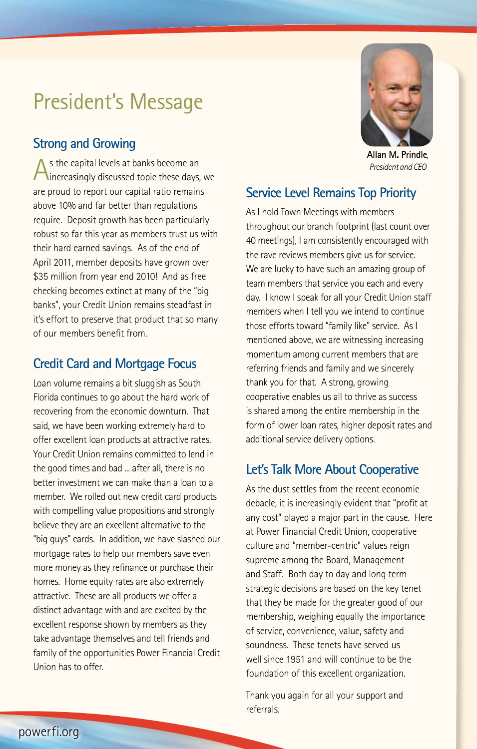# President's Message

## Strong and Growing

As the capital levels at banks become an increasingly discussed topic these days, we are proud to report our capital ratio remains above 10% and far better than regulations require. Deposit growth has been particularly robust so far this year as members trust us with their hard earned savings. As of the end of April 2011, member deposits have grown over $35 million from year end 2010! And as free checking becomes extinct at many of the "big banks", your Credit Union remains steadfast in it's effort to preserve that product that so many of our members benefit from.

## Credit Card and Mortgage Focus

Loan volume remains a bit sluggish as South Florida continues to go about the hard work of recovering from the economic downturn. That said, we have been working extremely hard to offer excellent loan products at attractive rates. Your Credit Union remains committed to lend in the good times and bad ... after all, there is no better investment we can make than a loan to a member. We rolled out new credit card products with compelling value propositions and strongly believe they are an excellent alternative to the "big guys" cards. In addition, we have slashed our mortgage rates to help our members save even more money as they refinance or purchase their homes. Home equity rates are also extremely attractive. These are all products we offer a distinct advantage with and are excited by the excellent response shown by members as they take advantage themselves and tell friends and family of the opportunities Power Financial Credit Union has to offer.

**Allan M. Prindle**, *President and CEO*

## Service Level Remains Top Priority

As I hold Town Meetings with members throughout our branch footprint (last count over 40 meetings), I am consistently encouraged with the rave reviews members give us for service. We are lucky to have such an amazing group of team members that service you each and every day. I know I speak for all your Credit Union staff members when I tell you we intend to continue those efforts toward "family like" service. As I mentioned above, we are witnessing increasing momentum among current members that are referring friends and family and we sincerely thank you for that. A strong, growing cooperative enables us all to thrive as success is shared among the entire membership in the form of lower loan rates, higher deposit rates and additional service delivery options.

## Let's Talk More About Cooperative

As the dust settles from the recent economic debacle, it is increasingly evident that "profit at any cost" played a major part in the cause. Here at Power Financial Credit Union, cooperative culture and "member-centric" values reign supreme among the Board, Management and Staff. Both day to day and long term strategic decisions are based on the key tenet that they be made for the greater good of our membership, weighing equally the importance of service, convenience, value, safety and soundness. These tenets have served us well since 1951 and will continue to be the foundation of this excellent organization.

Thank you again for all your support and referrals.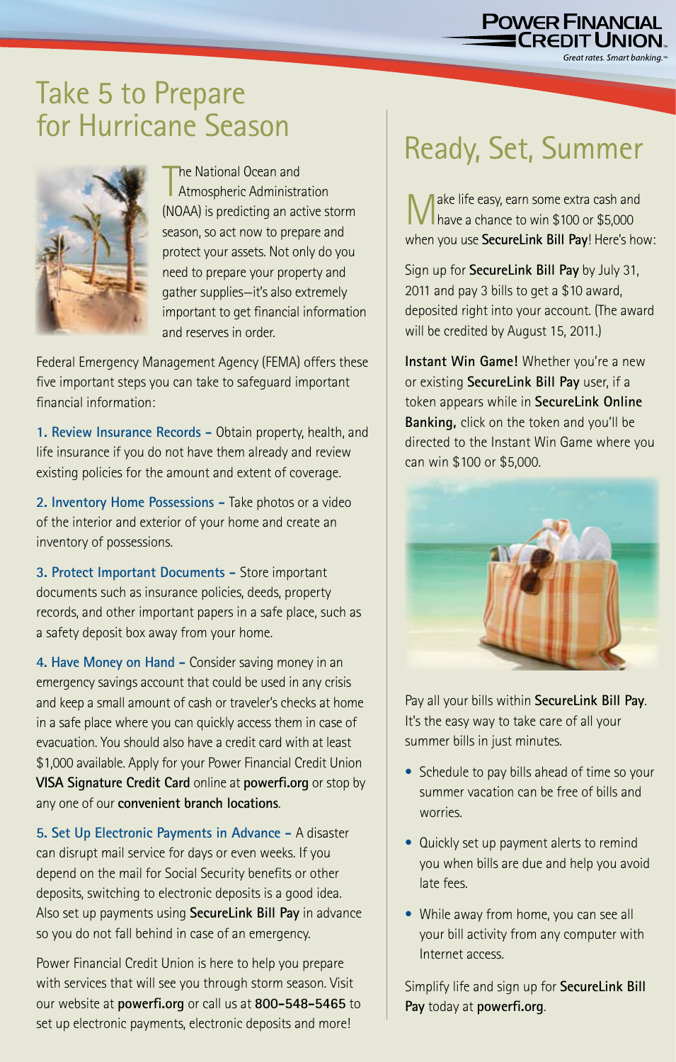# Take 5 to Prepare for Hurricane Season

The National Ocean and Atmospheric Administration (NOAA) is predicting an active storm season, so act now to prepare and protect your assets. Not only do you need to prepare your property and gather supplies—it's also extremely important to get financial information and reserves in order.

Federal Emergency Management Agency (FEMA) offers these five important steps you can take to safeguard important financial information:

**1. Review Insurance Records –** Obtain property, health, and life insurance if you do not have them already and review existing policies for the amount and extent of coverage.

**2. Inventory Home Possessions –** Take photos or a video of the interior and exterior of your home and create an inventory of possessions.

**3. Protect Important Documents –** Store important documents such as insurance policies, deeds, property records, and other important papers in a safe place, such as a safety deposit box away from your home.

**4. Have Money on Hand –** Consider saving money in an emergency savings account that could be used in any crisis and keep a small amount of cash or traveler's checks at home in a safe place where you can quickly access them in case of evacuation. You should also have a credit card with at least $1,000 available. Apply for your Power Financial Credit Union **VISA Signature Credit Card** online at **powerfi.org** or stop by any one of our **convenient branch locations**.

**5. Set Up Electronic Payments in Advance –** A disaster can disrupt mail service for days or even weeks. If you depend on the mail for Social Security benefits or other deposits, switching to electronic deposits is a good idea. Also set up payments using **SecureLink Bill Pay** in advance so you do not fall behind in case of an emergency.

Power Financial Credit Union is here to help you prepare with services that will see you through storm season. Visit our website at **powerfi.org** or call us at **800-548-5465** to set up electronic payments, electronic deposits and more!

# Ready, Set, Summer

Make life easy, earn some extra cash and have a chance to win $100 or $5,000 when you use **SecureLink Bill Pay**! Here's how:

Sign up for **SecureLink Bill Pay** by July 31, 2011 and pay 3 bills to get a $10 award, deposited right into your account. (The award will be credited by August 15, 2011.)

**Instant Win Game!** Whether you're a new or existing **SecureLink Bill Pay** user, if a token appears while in **SecureLink Online Banking,** click on the token and you'll be directed to the Instant Win Game where you can win $100 or $5,000.

Pay all your bills within **SecureLink Bill Pay**. It's the easy way to take care of all your summer bills in just minutes.

- Schedule to pay bills ahead of time so your summer vacation can be free of bills and worries.
- Quickly set up payment alerts to remind you when bills are due and help you avoid late fees.
- While away from home, you can see all your bill activity from any computer with Internet access.

Simplify life and sign up for **SecureLink Bill Pay** today at **powerfi.org**.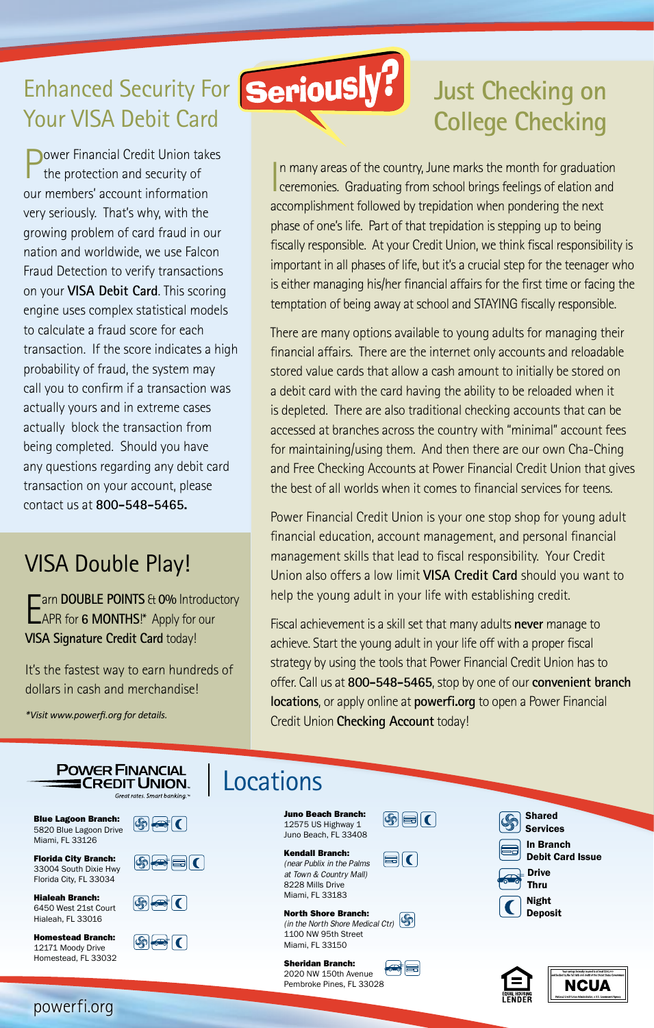## Enhanced Security For Your VISA Debit Card

Power Financial Credit Union takes the protection and security of our members' account information very seriously. That's why, with the growing problem of card fraud in our nation and worldwide, we use Falcon Fraud Detection to verify transactions on your **VISA Debit Card**. This scoring engine uses complex statistical models to calculate a fraud score for each transaction. If the score indicates a high probability of fraud, the system may call you to confirm if a transaction was actually yours and in extreme cases actually block the transaction from being completed. Should you have any questions regarding any debit card transaction on your account, please contact us at **800-548-5465.**

## VISA Double Play!

Earn **DOUBLE POINTS** & **0%** Introductory APR for **6 MONTHS!*** Apply for our **VISA Signature Credit Card** today!

It's the fastest way to earn hundreds of dollars in cash and merchandise!

*\*Visit www.powerfi.org for details.*

## Seriously?

## Just Checking on College Checking

In many areas of the country, June marks the month for graduation ceremonies. Graduating from school brings feelings of elation and accomplishment followed by trepidation when pondering the next phase of one's life. Part of that trepidation is stepping up to being fiscally responsible. At your Credit Union, we think fiscal responsibility is important in all phases of life, but it's a crucial step for the teenager who is either managing his/her financial affairs for the first time or facing the temptation of being away at school and STAYING fiscally responsible.

There are many options available to young adults for managing their financial affairs. There are the internet only accounts and reloadable stored value cards that allow a cash amount to initially be stored on a debit card with the card having the ability to be reloaded when it is depleted. There are also traditional checking accounts that can be accessed at branches across the country with "minimal" account fees for maintaining/using them. And then there are our own Cha-Ching and Free Checking Accounts at Power Financial Credit Union that gives the best of all worlds when it comes to financial services for teens.

Power Financial Credit Union is your one stop shop for young adult financial education, account management, and personal financial management skills that lead to fiscal responsibility. Your Credit Union also offers a low limit **VISA Credit Card** should you want to help the young adult in your life with establishing credit.

Fiscal achievement is a skill set that many adults **never** manage to achieve. Start the young adult in your life off with a proper fiscal strategy by using the tools that Power Financial Credit Union has to offer. Call us at **800-548-5465**, stop by one of our **convenient branch locations**, or apply online at **powerfi.org** to open a Power Financial Credit Union **Checking Account** today!

**Power Financial Credit Union**
Great rates. Smart banking.™

## Locations

**Blue Lagoon Branch:**
5820 Blue Lagoon Drive
Miami, FL 33126
(Shared Services, Drive Thru, Night Deposit)

**Florida City Branch:**
33004 South Dixie Hwy
Florida City, FL 33034
(Shared Services, Drive Thru, In Branch Debit Card Issue, Night Deposit)

**Hialeah Branch:**
6450 West 21st Court
Hialeah, FL 33016
(Shared Services, Drive Thru, Night Deposit)

**Homestead Branch:**
12171 Moody Drive
Homestead, FL 33032
(Shared Services, Drive Thru, Night Deposit)

**Juno Beach Branch:**
12575 US Highway 1
Juno Beach, FL 33408
(Shared Services, In Branch Debit Card Issue, Night Deposit)

**Kendall Branch:**
*(near Publix in the Palms at Town & Country Mall)*
8228 Mills Drive
Miami, FL 33183
(In Branch Debit Card Issue, Night Deposit)

**North Shore Branch:**
*(in the North Shore Medical Ctr)*
1100 NW 95th Street
Miami, FL 33150
(Shared Services)

**Sheridan Branch:**
2020 NW 150th Avenue
Pembroke Pines, FL 33028
(Drive Thru, In Branch Debit Card Issue)

**Shared Services**
**In Branch Debit Card Issue**
**Drive Thru**
**Night Deposit**

EQUAL HOUSING LENDER

NCUA

powerfi.org